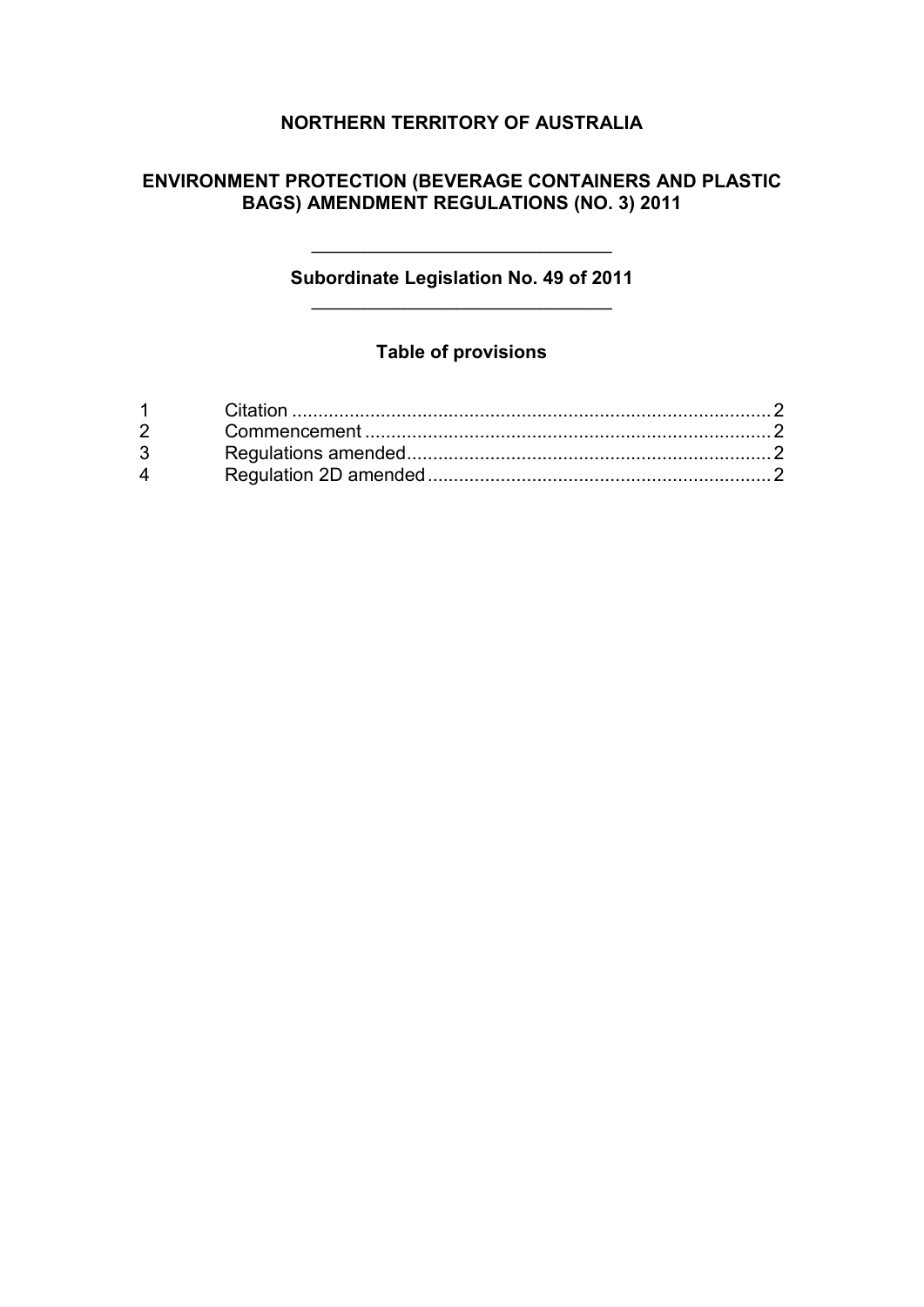# NORTHERN TERRITORY OF AUSTRALIA

## ENVIRONMENT PROTECTION (BEVERAGE CONTAINERS AND PLASTIC BAGS) AMENDMENT REGULATIONS (NO. 3) 2011

---

**Subordinate Legislation No. 49 of 2011**

---

### Table of provisions

| | | |
|---|---|---|
| 1 | Citation | 2 |
| 2 | Commencement | 2 |
| 3 | Regulations amended | 2 |
| 4 | Regulation 2D amended | 2 |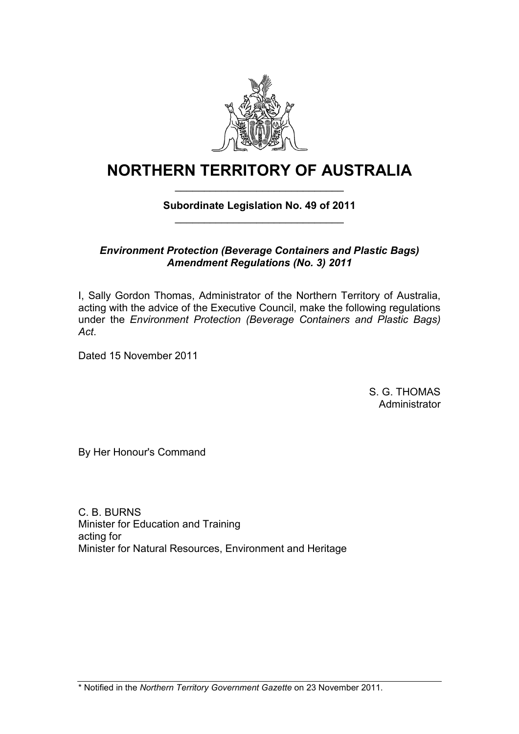# NORTHERN TERRITORY OF AUSTRALIA

**Subordinate Legislation No. 49 of 2011**

***Environment Protection (Beverage Containers and Plastic Bags) Amendment Regulations (No. 3) 2011***

I, Sally Gordon Thomas, Administrator of the Northern Territory of Australia, acting with the advice of the Executive Council, make the following regulations under the *Environment Protection (Beverage Containers and Plastic Bags) Act*.

Dated 15 November 2011

S. G. THOMAS
Administrator

By Her Honour's Command

C. B. BURNS
Minister for Education and Training
acting for
Minister for Natural Resources, Environment and Heritage

* Notified in the *Northern Territory Government Gazette* on 23 November 2011.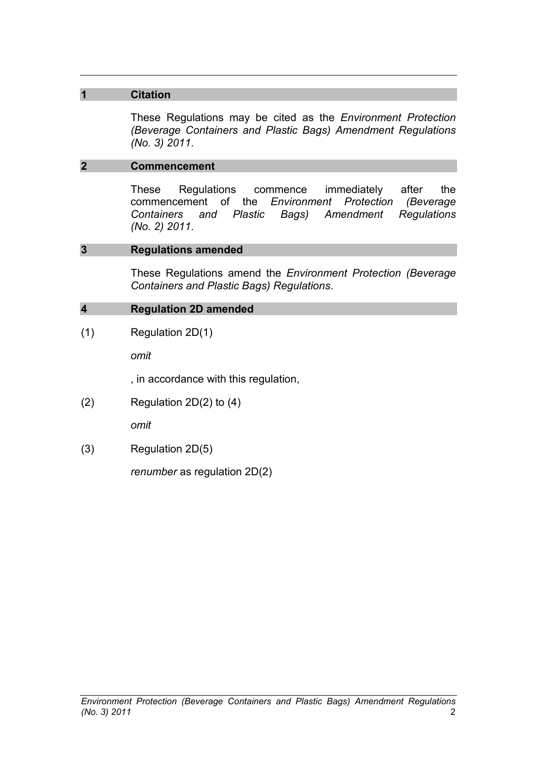## 1 Citation

These Regulations may be cited as the *Environment Protection (Beverage Containers and Plastic Bags) Amendment Regulations (No. 3) 2011*.

## 2 Commencement

These Regulations commence immediately after the commencement of the *Environment Protection (Beverage Containers and Plastic Bags) Amendment Regulations (No. 2) 2011*.

## 3 Regulations amended

These Regulations amend the *Environment Protection (Beverage Containers and Plastic Bags) Regulations*.

## 4 Regulation 2D amended

(1) Regulation 2D(1)

*omit*

, in accordance with this regulation,

(2) Regulation 2D(2) to (4)

*omit*

(3) Regulation 2D(5)

*renumber* as regulation 2D(2)